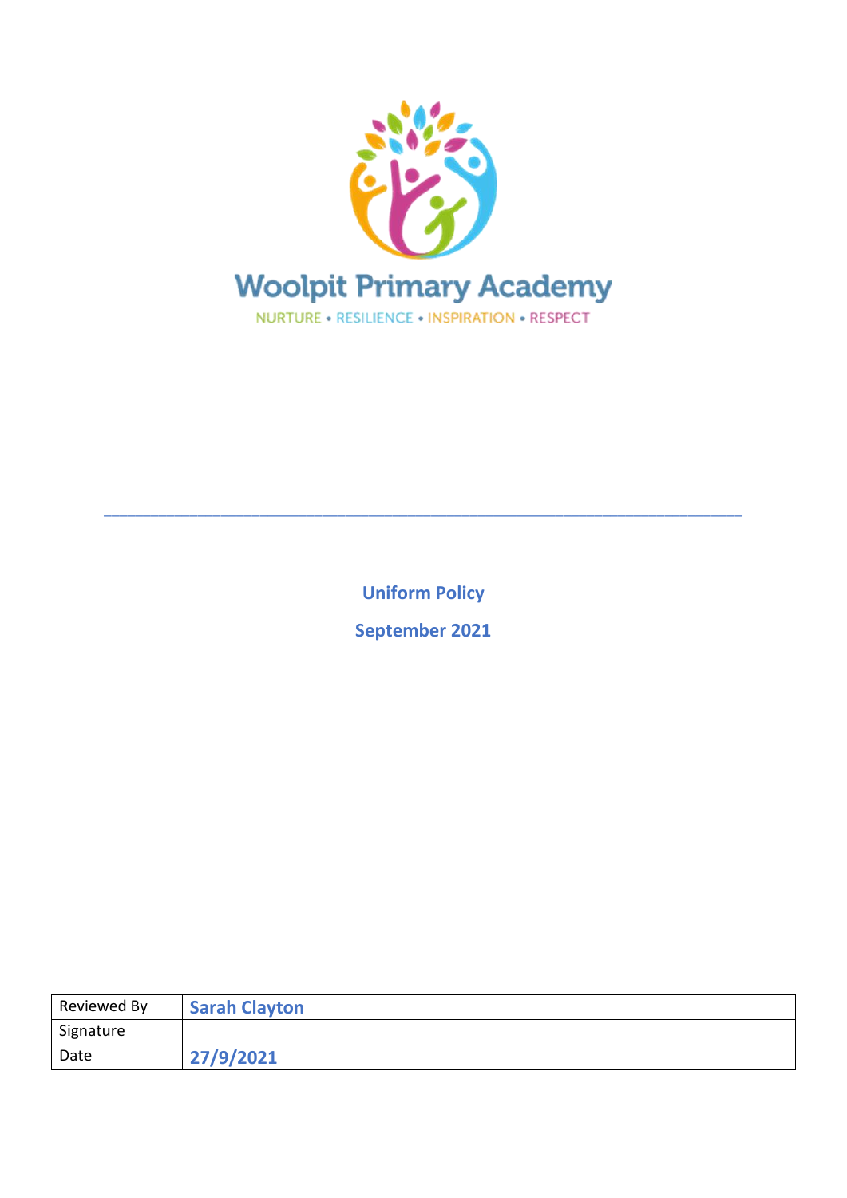Woolpit Primary Academy

NURTURE • RESILIENCE • INSPIRATION • RESPECT

---

**Uniform Policy**

**September 2021**

| Reviewed By | **Sarah Clayton** |
|---|---|
| Signature | |
| Date | **27/9/2021** |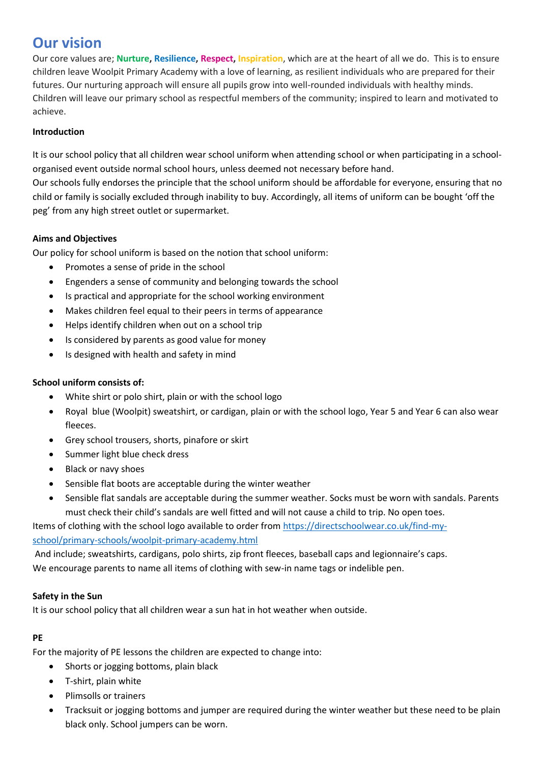# Our vision

Our core values are; **Nurture, Resilience, Respect, Inspiration**, which are at the heart of all we do. This is to ensure children leave Woolpit Primary Academy with a love of learning, as resilient individuals who are prepared for their futures. Our nurturing approach will ensure all pupils grow into well-rounded individuals with healthy minds. Children will leave our primary school as respectful members of the community; inspired to learn and motivated to achieve.

**Introduction**

It is our school policy that all children wear school uniform when attending school or when participating in a school-organised event outside normal school hours, unless deemed not necessary before hand.
Our schools fully endorses the principle that the school uniform should be affordable for everyone, ensuring that no child or family is socially excluded through inability to buy. Accordingly, all items of uniform can be bought 'off the peg' from any high street outlet or supermarket.

**Aims and Objectives**

Our policy for school uniform is based on the notion that school uniform:

- Promotes a sense of pride in the school
- Engenders a sense of community and belonging towards the school
- Is practical and appropriate for the school working environment
- Makes children feel equal to their peers in terms of appearance
- Helps identify children when out on a school trip
- Is considered by parents as good value for money
- Is designed with health and safety in mind

**School uniform consists of:**

- White shirt or polo shirt, plain or with the school logo
- Royal blue (Woolpit) sweatshirt, or cardigan, plain or with the school logo, Year 5 and Year 6 can also wear fleeces.
- Grey school trousers, shorts, pinafore or skirt
- Summer light blue check dress
- Black or navy shoes
- Sensible flat boots are acceptable during the winter weather
- Sensible flat sandals are acceptable during the summer weather. Socks must be worn with sandals. Parents must check their child's sandals are well fitted and will not cause a child to trip. No open toes.

Items of clothing with the school logo available to order from https://directschoolwear.co.uk/find-my-school/primary-schools/woolpit-primary-academy.html
And include; sweatshirts, cardigans, polo shirts, zip front fleeces, baseball caps and legionnaire's caps.
We encourage parents to name all items of clothing with sew-in name tags or indelible pen.

**Safety in the Sun**

It is our school policy that all children wear a sun hat in hot weather when outside.

**PE**

For the majority of PE lessons the children are expected to change into:

- Shorts or jogging bottoms, plain black
- T-shirt, plain white
- Plimsolls or trainers
- Tracksuit or jogging bottoms and jumper are required during the winter weather but these need to be plain black only. School jumpers can be worn.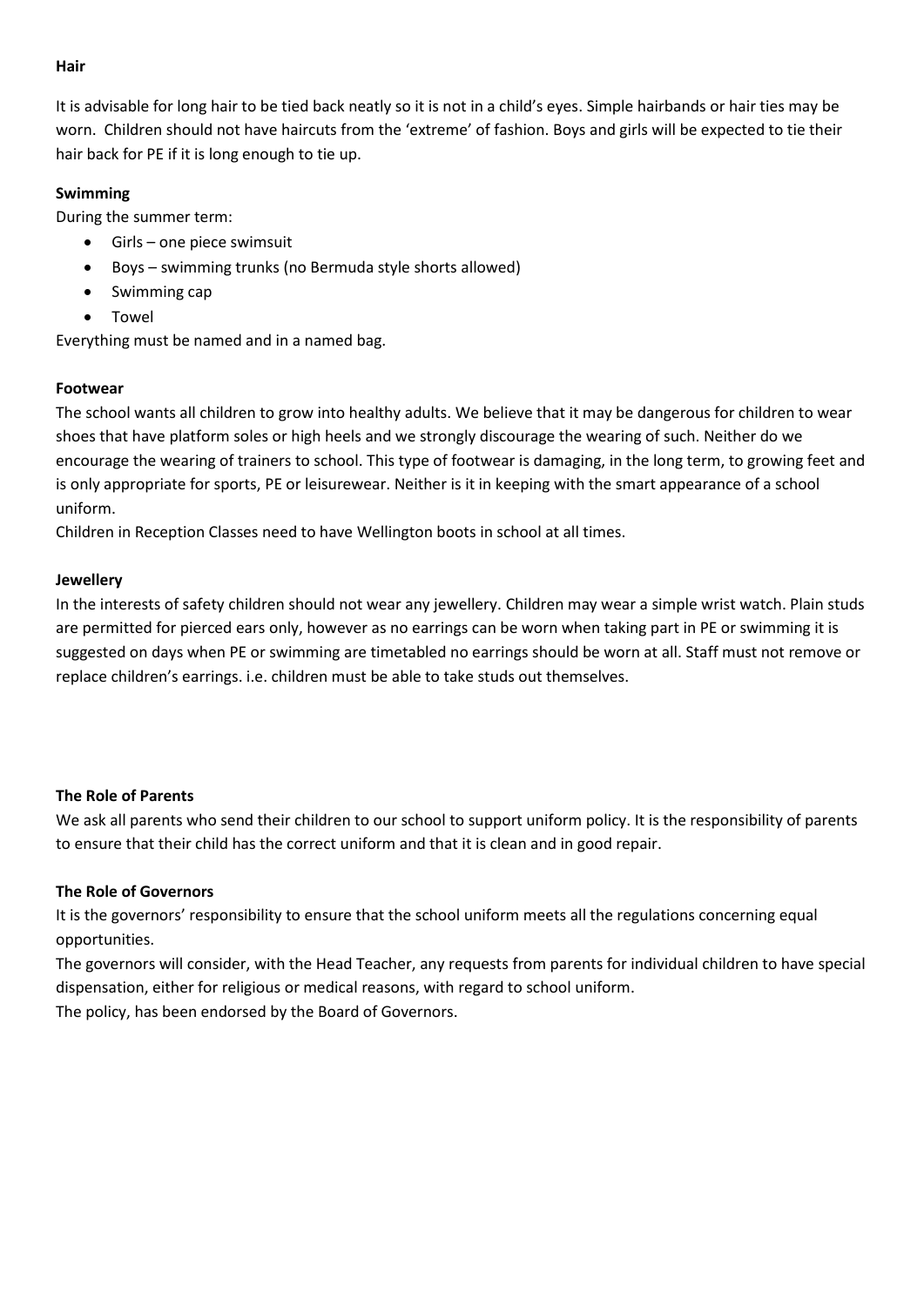**Hair**

It is advisable for long hair to be tied back neatly so it is not in a child's eyes. Simple hairbands or hair ties may be worn. Children should not have haircuts from the 'extreme' of fashion. Boys and girls will be expected to tie their hair back for PE if it is long enough to tie up.

**Swimming**

During the summer term:

- Girls – one piece swimsuit
- Boys – swimming trunks (no Bermuda style shorts allowed)
- Swimming cap
- Towel

Everything must be named and in a named bag.

**Footwear**

The school wants all children to grow into healthy adults. We believe that it may be dangerous for children to wear shoes that have platform soles or high heels and we strongly discourage the wearing of such. Neither do we encourage the wearing of trainers to school. This type of footwear is damaging, in the long term, to growing feet and is only appropriate for sports, PE or leisurewear. Neither is it in keeping with the smart appearance of a school uniform.

Children in Reception Classes need to have Wellington boots in school at all times.

**Jewellery**

In the interests of safety children should not wear any jewellery. Children may wear a simple wrist watch. Plain studs are permitted for pierced ears only, however as no earrings can be worn when taking part in PE or swimming it is suggested on days when PE or swimming are timetabled no earrings should be worn at all. Staff must not remove or replace children's earrings. i.e. children must be able to take studs out themselves.

**The Role of Parents**

We ask all parents who send their children to our school to support uniform policy. It is the responsibility of parents to ensure that their child has the correct uniform and that it is clean and in good repair.

**The Role of Governors**

It is the governors' responsibility to ensure that the school uniform meets all the regulations concerning equal opportunities.

The governors will consider, with the Head Teacher, any requests from parents for individual children to have special dispensation, either for religious or medical reasons, with regard to school uniform.

The policy, has been endorsed by the Board of Governors.